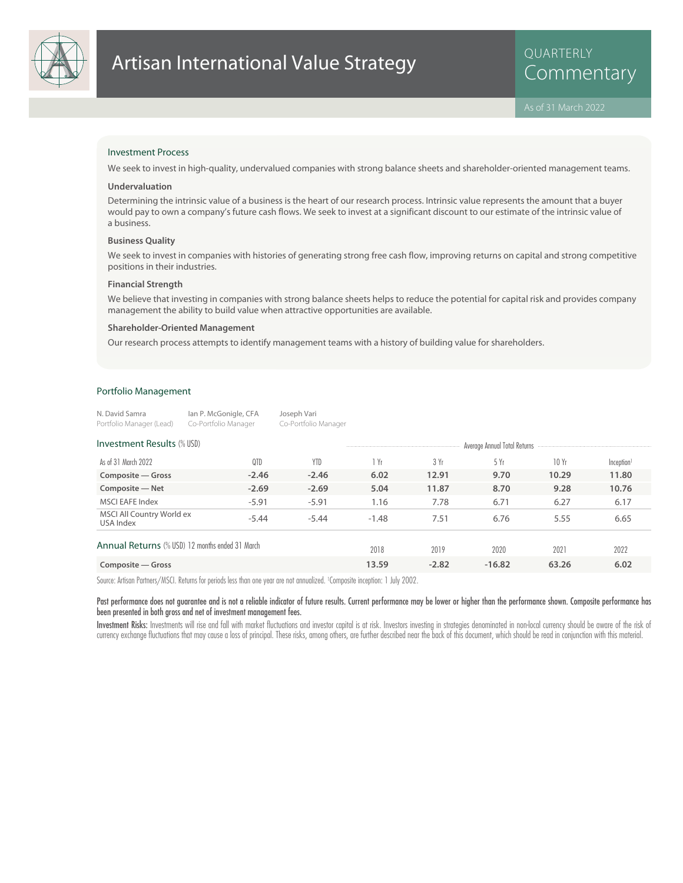# Artisan International Value Strategy

QUARTERLY Commentary

As of 31 March 2022

## Investment Process

We seek to invest in high-quality, undervalued companies with strong balance sheets and shareholder-oriented management teams.

### Undervaluation

Determining the intrinsic value of a business is the heart of our research process. Intrinsic value represents the amount that a buyer would pay to own a company's future cash flows. We seek to invest at a significant discount to our estimate of the intrinsic value of a business.

### Business Quality

We seek to invest in companies with histories of generating strong free cash flow, improving returns on capital and strong competitive positions in their industries.

### Financial Strength

We believe that investing in companies with strong balance sheets helps to reduce the potential for capital risk and provides company management the ability to build value when attractive opportunities are available.

### Shareholder-Oriented Management

Our research process attempts to identify management teams with a history of building value for shareholders.

## Portfolio Management

N. David Samra — Portfolio Manager (Lead)
Ian P. McGonigle, CFA — Co-Portfolio Manager
Joseph Vari — Co-Portfolio Manager

## Investment Results (% USD)

| | | | Average Annual Total Returns | | | | |
|---|---|---|---|---|---|---|---|
| As of 31 March 2022 | QTD | YTD | 1 Yr | 3 Yr | 5 Yr | 10 Yr | Inception[1] |
| **Composite — Gross** | **-2.46** | **-2.46** | **6.02** | **12.91** | **9.70** | **10.29** | **11.80** |
| **Composite — Net** | **-2.69** | **-2.69** | **5.04** | **11.87** | **8.70** | **9.28** | **10.76** |
| MSCI EAFE Index | -5.91 | -5.91 | 1.16 | 7.78 | 6.71 | 6.27 | 6.17 |
| MSCI All Country World ex USA Index | -5.44 | -5.44 | -1.48 | 7.51 | 6.76 | 5.55 | 6.65 |

## Annual Returns (% USD) 12 months ended 31 March

| | 2018 | 2019 | 2020 | 2021 | 2022 |
|---|---|---|---|---|---|
| **Composite — Gross** | **13.59** | **-2.82** | **-16.82** | **63.26** | **6.02** |

Source: Artisan Partners/MSCI. Returns for periods less than one year are not annualized. [1]Composite inception: 1 July 2002.

**Past performance does not guarantee and is not a reliable indicator of future results. Current performance may be lower or higher than the performance shown. Composite performance has been presented in both gross and net of investment management fees.**

**Investment Risks:** Investments will rise and fall with market fluctuations and investor capital is at risk. Investors investing in strategies denominated in non-local currency should be aware of the risk of currency exchange fluctuations that may cause a loss of principal. These risks, among others, are further described near the back of this document, which should be read in conjunction with this material.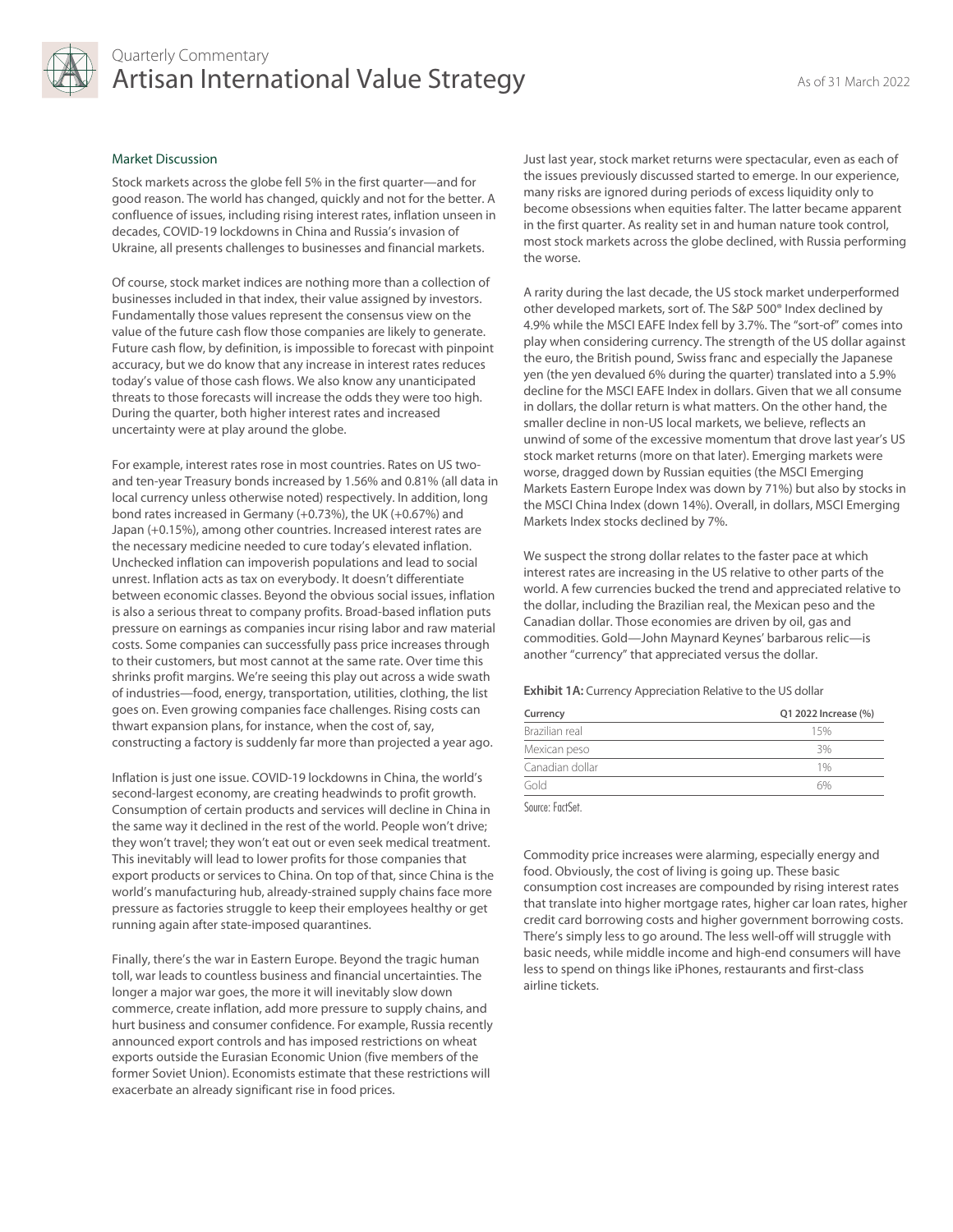## Market Discussion

Stock markets across the globe fell 5% in the first quarter—and for good reason. The world has changed, quickly and not for the better. A confluence of issues, including rising interest rates, inflation unseen in decades, COVID-19 lockdowns in China and Russia's invasion of Ukraine, all presents challenges to businesses and financial markets.

Of course, stock market indices are nothing more than a collection of businesses included in that index, their value assigned by investors. Fundamentally those values represent the consensus view on the value of the future cash flow those companies are likely to generate. Future cash flow, by definition, is impossible to forecast with pinpoint accuracy, but we do know that any increase in interest rates reduces today's value of those cash flows. We also know any unanticipated threats to those forecasts will increase the odds they were too high. During the quarter, both higher interest rates and increased uncertainty were at play around the globe.

For example, interest rates rose in most countries. Rates on US two- and ten-year Treasury bonds increased by 1.56% and 0.81% (all data in local currency unless otherwise noted) respectively. In addition, long bond rates increased in Germany (+0.73%), the UK (+0.67%) and Japan (+0.15%), among other countries. Increased interest rates are the necessary medicine needed to cure today's elevated inflation. Unchecked inflation can impoverish populations and lead to social unrest. Inflation acts as tax on everybody. It doesn't differentiate between economic classes. Beyond the obvious social issues, inflation is also a serious threat to company profits. Broad-based inflation puts pressure on earnings as companies incur rising labor and raw material costs. Some companies can successfully pass price increases through to their customers, but most cannot at the same rate. Over time this shrinks profit margins. We're seeing this play out across a wide swath of industries—food, energy, transportation, utilities, clothing, the list goes on. Even growing companies face challenges. Rising costs can thwart expansion plans, for instance, when the cost of, say, constructing a factory is suddenly far more than projected a year ago.

Inflation is just one issue. COVID-19 lockdowns in China, the world's second-largest economy, are creating headwinds to profit growth. Consumption of certain products and services will decline in China in the same way it declined in the rest of the world. People won't drive; they won't travel; they won't eat out or even seek medical treatment. This inevitably will lead to lower profits for those companies that export products or services to China. On top of that, since China is the world's manufacturing hub, already-strained supply chains face more pressure as factories struggle to keep their employees healthy or get running again after state-imposed quarantines.

Finally, there's the war in Eastern Europe. Beyond the tragic human toll, war leads to countless business and financial uncertainties. The longer a major war goes, the more it will inevitably slow down commerce, create inflation, add more pressure to supply chains, and hurt business and consumer confidence. For example, Russia recently announced export controls and has imposed restrictions on wheat exports outside the Eurasian Economic Union (five members of the former Soviet Union). Economists estimate that these restrictions will exacerbate an already significant rise in food prices.

Just last year, stock market returns were spectacular, even as each of the issues previously discussed started to emerge. In our experience, many risks are ignored during periods of excess liquidity only to become obsessions when equities falter. The latter became apparent in the first quarter. As reality set in and human nature took control, most stock markets across the globe declined, with Russia performing the worse.

A rarity during the last decade, the US stock market underperformed other developed markets, sort of. The S&P 500® Index declined by 4.9% while the MSCI EAFE Index fell by 3.7%. The "sort-of" comes into play when considering currency. The strength of the US dollar against the euro, the British pound, Swiss franc and especially the Japanese yen (the yen devalued 6% during the quarter) translated into a 5.9% decline for the MSCI EAFE Index in dollars. Given that we all consume in dollars, the dollar return is what matters. On the other hand, the smaller decline in non-US local markets, we believe, reflects an unwind of some of the excessive momentum that drove last year's US stock market returns (more on that later). Emerging markets were worse, dragged down by Russian equities (the MSCI Emerging Markets Eastern Europe Index was down by 71%) but also by stocks in the MSCI China Index (down 14%). Overall, in dollars, MSCI Emerging Markets Index stocks declined by 7%.

We suspect the strong dollar relates to the faster pace at which interest rates are increasing in the US relative to other parts of the world. A few currencies bucked the trend and appreciated relative to the dollar, including the Brazilian real, the Mexican peso and the Canadian dollar. Those economies are driven by oil, gas and commodities. Gold—John Maynard Keynes' barbarous relic—is another "currency" that appreciated versus the dollar.

**Exhibit 1A:** Currency Appreciation Relative to the US dollar

| Currency | Q1 2022 Increase (%) |
|---|---|
| Brazilian real | 15% |
| Mexican peso | 3% |
| Canadian dollar | 1% |
| Gold | 6% |

Source: FactSet.

Commodity price increases were alarming, especially energy and food. Obviously, the cost of living is going up. These basic consumption cost increases are compounded by rising interest rates that translate into higher mortgage rates, higher car loan rates, higher credit card borrowing costs and higher government borrowing costs. There's simply less to go around. The less well-off will struggle with basic needs, while middle income and high-end consumers will have less to spend on things like iPhones, restaurants and first-class airline tickets.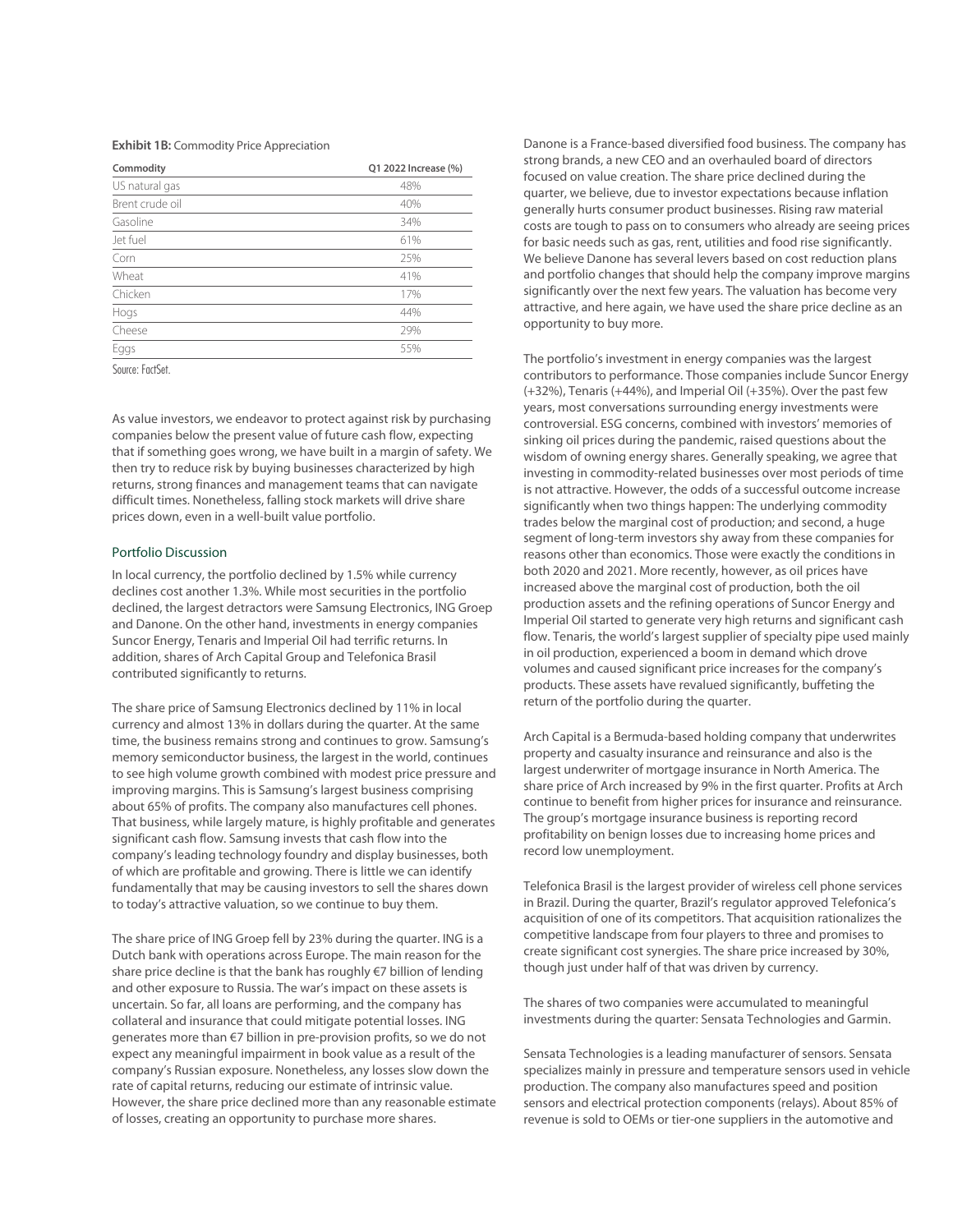**Exhibit 1B:** Commodity Price Appreciation

| Commodity | Q1 2022 Increase (%) |
|---|---|
| US natural gas | 48% |
| Brent crude oil | 40% |
| Gasoline | 34% |
| Jet fuel | 61% |
| Corn | 25% |
| Wheat | 41% |
| Chicken | 17% |
| Hogs | 44% |
| Cheese | 29% |
| Eggs | 55% |

Source: FactSet.

As value investors, we endeavor to protect against risk by purchasing companies below the present value of future cash flow, expecting that if something goes wrong, we have built in a margin of safety. We then try to reduce risk by buying businesses characterized by high returns, strong finances and management teams that can navigate difficult times. Nonetheless, falling stock markets will drive share prices down, even in a well-built value portfolio.

## Portfolio Discussion

In local currency, the portfolio declined by 1.5% while currency declines cost another 1.3%. While most securities in the portfolio declined, the largest detractors were Samsung Electronics, ING Groep and Danone. On the other hand, investments in energy companies Suncor Energy, Tenaris and Imperial Oil had terrific returns. In addition, shares of Arch Capital Group and Telefonica Brasil contributed significantly to returns.

The share price of Samsung Electronics declined by 11% in local currency and almost 13% in dollars during the quarter. At the same time, the business remains strong and continues to grow. Samsung's memory semiconductor business, the largest in the world, continues to see high volume growth combined with modest price pressure and improving margins. This is Samsung's largest business comprising about 65% of profits. The company also manufactures cell phones. That business, while largely mature, is highly profitable and generates significant cash flow. Samsung invests that cash flow into the company's leading technology foundry and display businesses, both of which are profitable and growing. There is little we can identify fundamentally that may be causing investors to sell the shares down to today's attractive valuation, so we continue to buy them.

The share price of ING Groep fell by 23% during the quarter. ING is a Dutch bank with operations across Europe. The main reason for the share price decline is that the bank has roughly €7 billion of lending and other exposure to Russia. The war's impact on these assets is uncertain. So far, all loans are performing, and the company has collateral and insurance that could mitigate potential losses. ING generates more than €7 billion in pre-provision profits, so we do not expect any meaningful impairment in book value as a result of the company's Russian exposure. Nonetheless, any losses slow down the rate of capital returns, reducing our estimate of intrinsic value. However, the share price declined more than any reasonable estimate of losses, creating an opportunity to purchase more shares.

Danone is a France-based diversified food business. The company has strong brands, a new CEO and an overhauled board of directors focused on value creation. The share price declined during the quarter, we believe, due to investor expectations because inflation generally hurts consumer product businesses. Rising raw material costs are tough to pass on to consumers who already are seeing prices for basic needs such as gas, rent, utilities and food rise significantly. We believe Danone has several levers based on cost reduction plans and portfolio changes that should help the company improve margins significantly over the next few years. The valuation has become very attractive, and here again, we have used the share price decline as an opportunity to buy more.

The portfolio's investment in energy companies was the largest contributors to performance. Those companies include Suncor Energy (+32%), Tenaris (+44%), and Imperial Oil (+35%). Over the past few years, most conversations surrounding energy investments were controversial. ESG concerns, combined with investors' memories of sinking oil prices during the pandemic, raised questions about the wisdom of owning energy shares. Generally speaking, we agree that investing in commodity-related businesses over most periods of time is not attractive. However, the odds of a successful outcome increase significantly when two things happen: The underlying commodity trades below the marginal cost of production; and second, a huge segment of long-term investors shy away from these companies for reasons other than economics. Those were exactly the conditions in both 2020 and 2021. More recently, however, as oil prices have increased above the marginal cost of production, both the oil production assets and the refining operations of Suncor Energy and Imperial Oil started to generate very high returns and significant cash flow. Tenaris, the world's largest supplier of specialty pipe used mainly in oil production, experienced a boom in demand which drove volumes and caused significant price increases for the company's products. These assets have revalued significantly, buffeting the return of the portfolio during the quarter.

Arch Capital is a Bermuda-based holding company that underwrites property and casualty insurance and reinsurance and also is the largest underwriter of mortgage insurance in North America. The share price of Arch increased by 9% in the first quarter. Profits at Arch continue to benefit from higher prices for insurance and reinsurance. The group's mortgage insurance business is reporting record profitability on benign losses due to increasing home prices and record low unemployment.

Telefonica Brasil is the largest provider of wireless cell phone services in Brazil. During the quarter, Brazil's regulator approved Telefonica's acquisition of one of its competitors. That acquisition rationalizes the competitive landscape from four players to three and promises to create significant cost synergies. The share price increased by 30%, though just under half of that was driven by currency.

The shares of two companies were accumulated to meaningful investments during the quarter: Sensata Technologies and Garmin.

Sensata Technologies is a leading manufacturer of sensors. Sensata specializes mainly in pressure and temperature sensors used in vehicle production. The company also manufactures speed and position sensors and electrical protection components (relays). About 85% of revenue is sold to OEMs or tier-one suppliers in the automotive and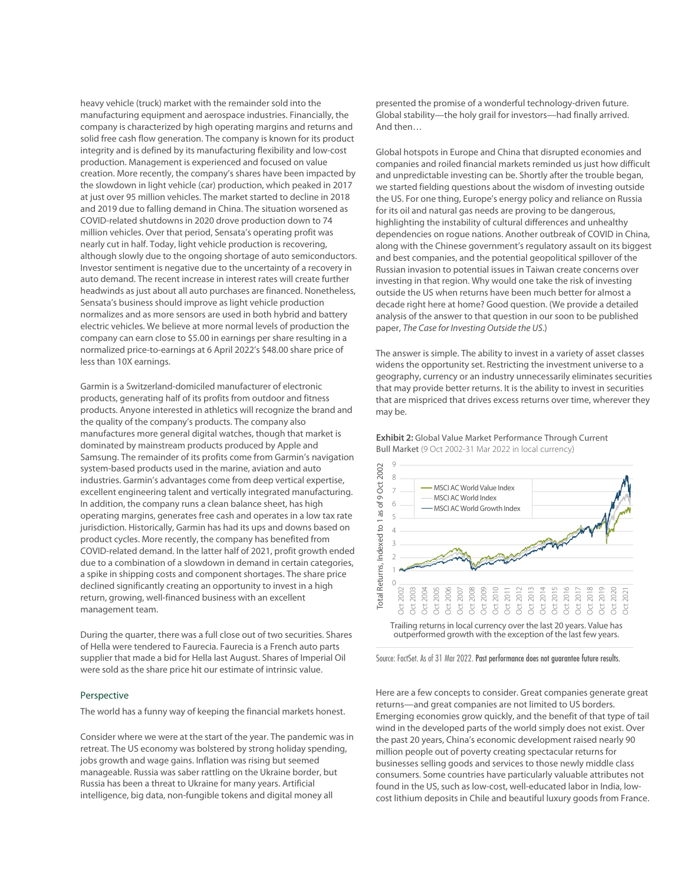heavy vehicle (truck) market with the remainder sold into the manufacturing equipment and aerospace industries. Financially, the company is characterized by high operating margins and returns and solid free cash flow generation. The company is known for its product integrity and is defined by its manufacturing flexibility and low-cost production. Management is experienced and focused on value creation. More recently, the company's shares have been impacted by the slowdown in light vehicle (car) production, which peaked in 2017 at just over 95 million vehicles. The market started to decline in 2018 and 2019 due to falling demand in China. The situation worsened as COVID-related shutdowns in 2020 drove production down to 74 million vehicles. Over that period, Sensata's operating profit was nearly cut in half. Today, light vehicle production is recovering, although slowly due to the ongoing shortage of auto semiconductors. Investor sentiment is negative due to the uncertainty of a recovery in auto demand. The recent increase in interest rates will create further headwinds as just about all auto purchases are financed. Nonetheless, Sensata's business should improve as light vehicle production normalizes and as more sensors are used in both hybrid and battery electric vehicles. We believe at more normal levels of production the company can earn close to $5.00 in earnings per share resulting in a normalized price-to-earnings at 6 April 2022's $48.00 share price of less than 10X earnings.

Garmin is a Switzerland-domiciled manufacturer of electronic products, generating half of its profits from outdoor and fitness products. Anyone interested in athletics will recognize the brand and the quality of the company's products. The company also manufactures more general digital watches, though that market is dominated by mainstream products produced by Apple and Samsung. The remainder of its profits come from Garmin's navigation system-based products used in the marine, aviation and auto industries. Garmin's advantages come from deep vertical expertise, excellent engineering talent and vertically integrated manufacturing. In addition, the company runs a clean balance sheet, has high operating margins, generates free cash and operates in a low tax rate jurisdiction. Historically, Garmin has had its ups and downs based on product cycles. More recently, the company has benefited from COVID-related demand. In the latter half of 2021, profit growth ended due to a combination of a slowdown in demand in certain categories, a spike in shipping costs and component shortages. The share price declined significantly creating an opportunity to invest in a high return, growing, well-financed business with an excellent management team.

During the quarter, there was a full close out of two securities. Shares of Hella were tendered to Faurecia. Faurecia is a French auto parts supplier that made a bid for Hella last August. Shares of Imperial Oil were sold as the share price hit our estimate of intrinsic value.

## Perspective

The world has a funny way of keeping the financial markets honest.

Consider where we were at the start of the year. The pandemic was in retreat. The US economy was bolstered by strong holiday spending, jobs growth and wage gains. Inflation was rising but seemed manageable. Russia was saber rattling on the Ukraine border, but Russia has been a threat to Ukraine for many years. Artificial intelligence, big data, non-fungible tokens and digital money all presented the promise of a wonderful technology-driven future. Global stability—the holy grail for investors—had finally arrived. And then…

Global hotspots in Europe and China that disrupted economies and companies and roiled financial markets reminded us just how difficult and unpredictable investing can be. Shortly after the trouble began, we started fielding questions about the wisdom of investing outside the US. For one thing, Europe's energy policy and reliance on Russia for its oil and natural gas needs are proving to be dangerous, highlighting the instability of cultural differences and unhealthy dependencies on rogue nations. Another outbreak of COVID in China, along with the Chinese government's regulatory assault on its biggest and best companies, and the potential geopolitical spillover of the Russian invasion to potential issues in Taiwan create concerns over investing in that region. Why would one take the risk of investing outside the US when returns have been much better for almost a decade right here at home? Good question. (We provide a detailed analysis of the answer to that question in our soon to be published paper, *The Case for Investing Outside the US*.)

The answer is simple. The ability to invest in a variety of asset classes widens the opportunity set. Restricting the investment universe to a geography, currency or an industry unnecessarily eliminates securities that may provide better returns. It is the ability to invest in securities that are mispriced that drives excess returns over time, wherever they may be.

**Exhibit 2:** Global Value Market Performance Through Current Bull Market (9 Oct 2002-31 Mar 2022 in local currency)

Trailing returns in local currency over the last 20 years. Value has outperformed growth with the exception of the last few years.

Source: FactSet. As of 31 Mar 2022. **Past performance does not guarantee future results.**

Here are a few concepts to consider. Great companies generate great returns—and great companies are not limited to US borders. Emerging economies grow quickly, and the benefit of that type of tail wind in the developed parts of the world simply does not exist. Over the past 20 years, China's economic development raised nearly 90 million people out of poverty creating spectacular returns for businesses selling goods and services to those newly middle class consumers. Some countries have particularly valuable attributes not found in the US, such as low-cost, well-educated labor in India, low-cost lithium deposits in Chile and beautiful luxury goods from France.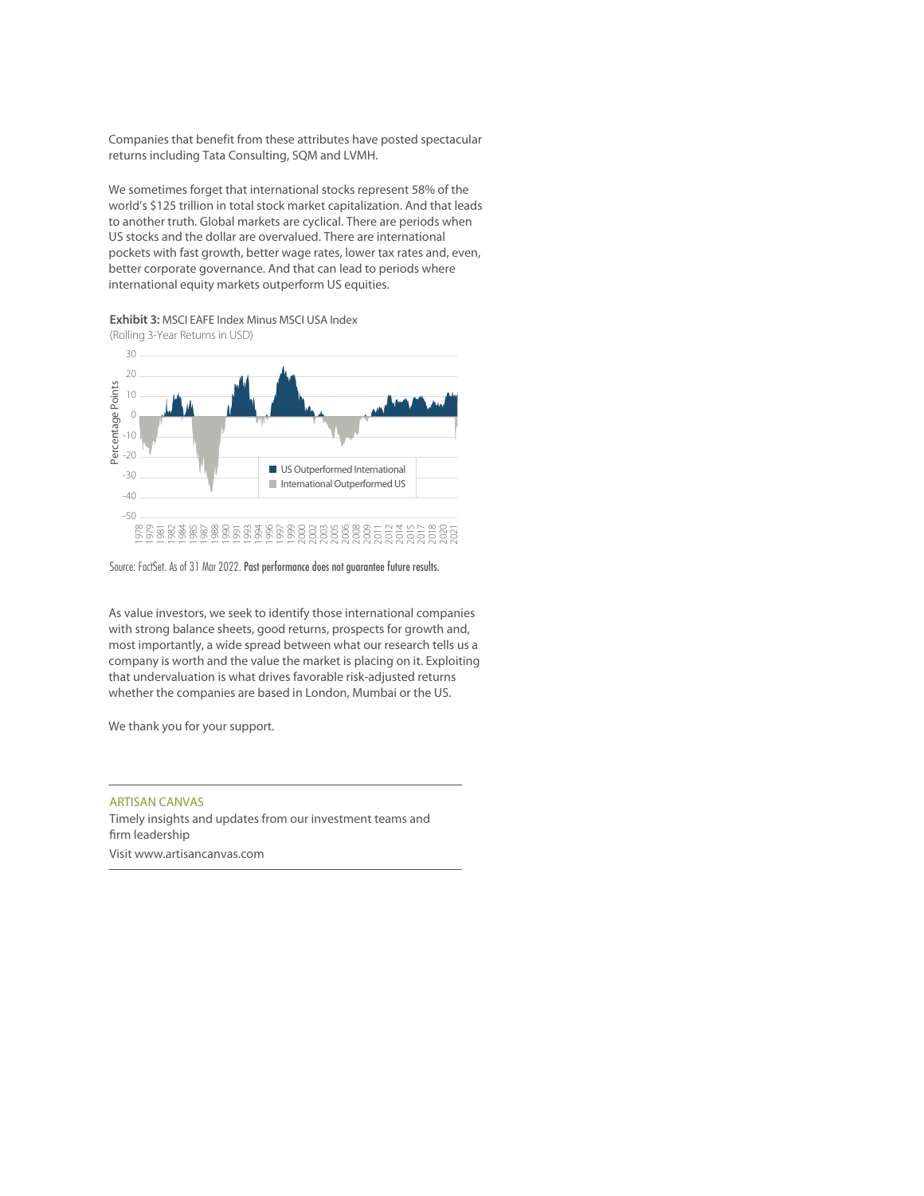Companies that benefit from these attributes have posted spectacular returns including Tata Consulting, SQM and LVMH.

We sometimes forget that international stocks represent 58% of the world's $125 trillion in total stock market capitalization. And that leads to another truth. Global markets are cyclical. There are periods when US stocks and the dollar are overvalued. There are international pockets with fast growth, better wage rates, lower tax rates and, even, better corporate governance. And that can lead to periods where international equity markets outperform US equities.

**Exhibit 3:** MSCI EAFE Index Minus MSCI USA Index
(Rolling 3-Year Returns in USD)

Source: FactSet. As of 31 Mar 2022. **Past performance does not guarantee future results.**

As value investors, we seek to identify those international companies with strong balance sheets, good returns, prospects for growth and, most importantly, a wide spread between what our research tells us a company is worth and the value the market is placing on it. Exploiting that undervaluation is what drives favorable risk-adjusted returns whether the companies are based in London, Mumbai or the US.

We thank you for your support.

---

ARTISAN CANVAS

Timely insights and updates from our investment teams and firm leadership

Visit www.artisancanvas.com

---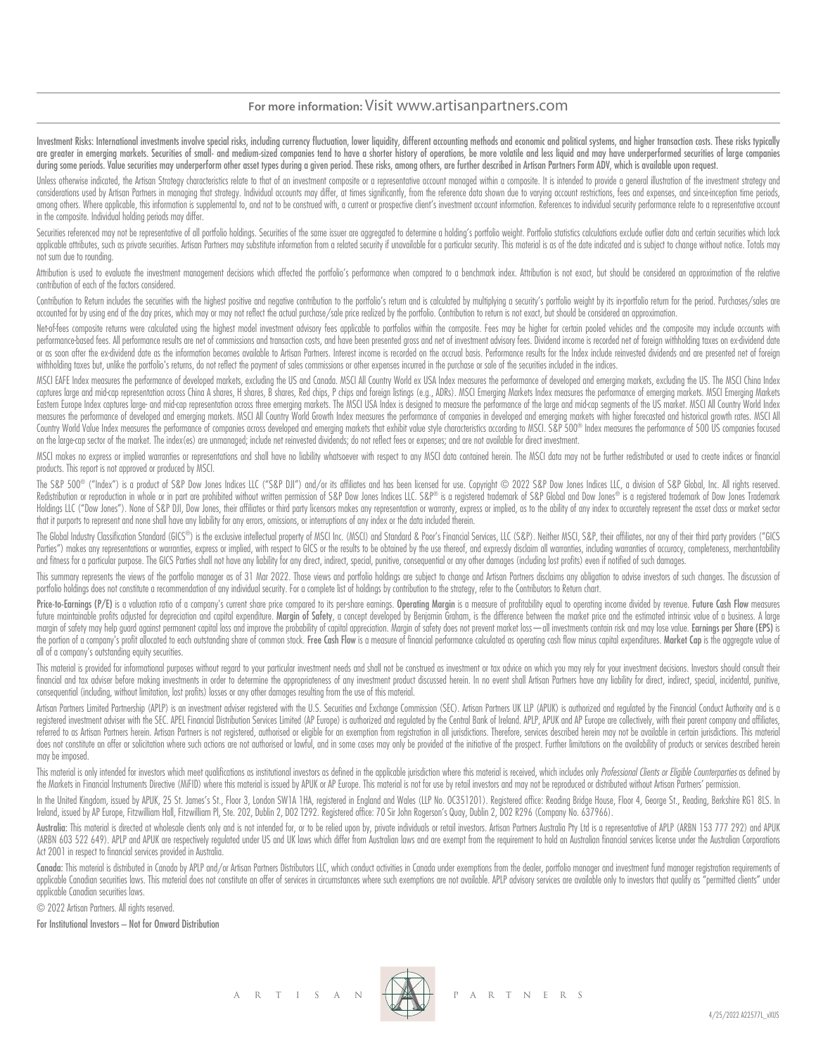**For more information:** Visit www.artisanpartners.com

**Investment Risks: International investments involve special risks, including currency fluctuation, lower liquidity, different accounting methods and economic and political systems, and higher transaction costs. These risks typically are greater in emerging markets. Securities of small- and medium-sized companies tend to have a shorter history of operations, be more volatile and less liquid and may have underperformed securities of large companies during some periods. Value securities may underperform other asset types during a given period. These risks, among others, are further described in Artisan Partners Form ADV, which is available upon request.**

Unless otherwise indicated, the Artisan Strategy characteristics relate to that of an investment composite or a representative account managed within a composite. It is intended to provide a general illustration of the investment strategy and considerations used by Artisan Partners in managing that strategy. Individual accounts may differ, at times significantly, from the reference data shown due to varying account restrictions, fees and expenses, and since-inception time periods, among others. Where applicable, this information is supplemental to, and not to be construed with, a current or prospective client's investment account information. References to individual security performance relate to a representative account in the composite. Individual holding periods may differ.

Securities referenced may not be representative of all portfolio holdings. Securities of the same issuer are aggregated to determine a holding's portfolio weight. Portfolio statistics calculations exclude outlier data and certain securities which lack applicable attributes, such as private securities. Artisan Partners may substitute information from a related security if unavailable for a particular security. This material is as of the date indicated and is subject to change without notice. Totals may not sum due to rounding.

Attribution is used to evaluate the investment management decisions which affected the portfolio's performance when compared to a benchmark index. Attribution is not exact, but should be considered an approximation of the relative contribution of each of the factors considered.

Contribution to Return includes the securities with the highest positive and negative contribution to the portfolio's return and is calculated by multiplying a security's portfolio weight by its in-portfolio return for the period. Purchases/sales are accounted for by using end of the day prices, which may or may not reflect the actual purchase/sale price realized by the portfolio. Contribution to return is not exact, but should be considered an approximation.

Net-of-fees composite returns were calculated using the highest model investment advisory fees applicable to portfolios within the composite. Fees may be higher for certain pooled vehicles and the composite may include accounts with performance-based fees. All performance results are net of commissions and transaction costs, and have been presented gross and net of investment advisory fees. Dividend income is recorded net of foreign withholding taxes on ex-dividend date or as soon after the ex-dividend date as the information becomes available to Artisan Partners. Interest income is recorded on the accrual basis. Performance results for the Index include reinvested dividends and are presented net of foreign withholding taxes but, unlike the portfolio's returns, do not reflect the payment of sales commissions or other expenses incurred in the purchase or sale of the securities included in the indices.

MSCI EAFE Index measures the performance of developed markets, excluding the US and Canada. MSCI All Country World ex USA Index measures the performance of developed and emerging markets, excluding the US. The MSCI China Index captures large and mid-cap representation across China A shares, H shares, B shares, Red chips, P chips and foreign listings (e.g., ADRs). MSCI Emerging Markets Index measures the performance of emerging markets. MSCI Emerging Markets Eastern Europe Index captures large- and mid-cap representation across three emerging markets. The MSCI USA Index is designed to measure the performance of the large and mid-cap segments of the US market. MSCI All Country World Index measures the performance of developed and emerging markets. MSCI All Country World Growth Index measures the performance of companies in developed and emerging markets with higher forecasted and historical growth rates. MSCI All Country World Value Index measures the performance of companies across developed and emerging markets that exhibit value style characteristics according to MSCI. S&P 500® Index measures the performance of 500 US companies focused on the large-cap sector of the market. The index(es) are unmanaged; include net reinvested dividends; do not reflect fees or expenses; and are not available for direct investment.

MSCI makes no express or implied warranties or representations and shall have no liability whatsoever with respect to any MSCI data contained herein. The MSCI data may not be further redistributed or used to create indices or financial products. This report is not approved or produced by MSCI.

The S&P 500® ("Index") is a product of S&P Dow Jones Indices LLC ("S&P DJI") and/or its affiliates and has been licensed for use. Copyright © 2022 S&P Dow Jones Indices LLC, a division of S&P Global, Inc. All rights reserved. Redistribution or reproduction in whole or in part are prohibited without written permission of S&P Dow Jones Indices LLC. S&P® is a registered trademark of S&P Global and Dow Jones® is a registered trademark of Dow Jones Trademark Holdings LLC ("Dow Jones"). None of S&P DJI, Dow Jones, their affiliates or third party licensors makes any representation or warranty, express or implied, as to the ability of any index to accurately represent the asset class or market sector that it purports to represent and none shall have any liability for any errors, omissions, or interruptions of any index or the data included therein.

The Global Industry Classification Standard (GICS®) is the exclusive intellectual property of MSCI Inc. (MSCI) and Standard & Poor's Financial Services, LLC (S&P). Neither MSCI, S&P, their affiliates, nor any of their third party providers ("GICS Parties") makes any representations or warranties, express or implied, with respect to GICS or the results to be obtained by the use thereof, and expressly disclaim all warranties, including warranties of accuracy, completeness, merchantability and fitness for a particular purpose. The GICS Parties shall not have any liability for any direct, indirect, special, punitive, consequential or any other damages (including lost profits) even if notified of such damages.

This summary represents the views of the portfolio manager as of 31 Mar 2022. Those views and portfolio holdings are subject to change and Artisan Partners disclaims any obligation to advise investors of such changes. The discussion of portfolio holdings does not constitute a recommendation of any individual security. For a complete list of holdings by contribution to the strategy, refer to the Contributors to Return chart.

**Price-to-Earnings (P/E)** is a valuation ratio of a company's current share price compared to its per-share earnings. **Operating Margin** is a measure of profitability equal to operating income divided by revenue. **Future Cash Flow** measures future maintainable profits adjusted for depreciation and capital expenditure. **Margin of Safety**, a concept developed by Benjamin Graham, is the difference between the market price and the estimated intrinsic value of a business. A large margin of safety may help guard against permanent capital loss and improve the probability of capital appreciation. Margin of safety does not prevent market loss—all investments contain risk and may lose value. **Earnings per Share (EPS)** is the portion of a company's profit allocated to each outstanding share of common stock. **Free Cash Flow** is a measure of financial performance calculated as operating cash flow minus capital expenditures. **Market Cap** is the aggregate value of all of a company's outstanding equity securities.

This material is provided for informational purposes without regard to your particular investment needs and shall not be construed as investment or tax advice on which you may rely for your investment decisions. Investors should consult their financial and tax adviser before making investments in order to determine the appropriateness of any investment product discussed herein. In no event shall Artisan Partners have any liability for direct, indirect, special, incidental, punitive, consequential (including, without limitation, lost profits) losses or any other damages resulting from the use of this material.

Artisan Partners Limited Partnership (APLP) is an investment adviser registered with the U.S. Securities and Exchange Commission (SEC). Artisan Partners UK LLP (APUK) is authorized and regulated by the Financial Conduct Authority and is a registered investment adviser with the SEC. APEL Financial Distribution Services Limited (AP Europe) is authorized and regulated by the Central Bank of Ireland. APLP, APUK and AP Europe are collectively, with their parent company and affiliates, referred to as Artisan Partners herein. Artisan Partners is not registered, authorised or eligible for an exemption from registration in all jurisdictions. Therefore, services described herein may not be available in certain jurisdictions. This material does not constitute an offer or solicitation where such actions are not authorised or lawful, and in some cases may only be provided at the initiative of the prospect. Further limitations on the availability of products or services described herein may be imposed.

This material is only intended for investors which meet qualifications as institutional investors as defined in the applicable jurisdiction where this material is received, which includes only *Professional Clients or Eligible Counterparties* as defined by the Markets in Financial Instruments Directive (MiFID) where this material is issued by APUK or AP Europe. This material is not for use by retail investors and may not be reproduced or distributed without Artisan Partners' permission.

In the United Kingdom, issued by APUK, 25 St. James's St., Floor 3, London SW1A 1HA, registered in England and Wales (LLP No. OC351201). Registered office: Reading Bridge House, Floor 4, George St., Reading, Berkshire RG1 8LS. In Ireland, issued by AP Europe, Fitzwilliam Hall, Fitzwilliam Pl, Ste. 202, Dublin 2, D02 T292. Registered office: 70 Sir John Rogerson's Quay, Dublin 2, D02 R296 (Company No. 637966).

**Australia:** This material is directed at wholesale clients only and is not intended for, or to be relied upon by, private individuals or retail investors. Artisan Partners Australia Pty Ltd is a representative of APLP (ARBN 153 777 292) and APUK (ARBN 603 522 649). APLP and APUK are respectively regulated under US and UK laws which differ from Australian laws and are exempt from the requirement to hold an Australian financial services license under the Australian Corporations Act 2001 in respect to financial services provided in Australia.

**Canada:** This material is distributed in Canada by APLP and/or Artisan Partners Distributors LLC, which conduct activities in Canada under exemptions from the dealer, portfolio manager and investment fund manager registration requirements of applicable Canadian securities laws. This material does not constitute an offer of services in circumstances where such exemptions are not available. APLP advisory services are available only to investors that qualify as "permitted clients" under applicable Canadian securities laws.

© 2022 Artisan Partners. All rights reserved.

**For Institutional Investors – Not for Onward Distribution**

A R T I S A N P A R T N E R S

4/25/2022 A22577L_vXUS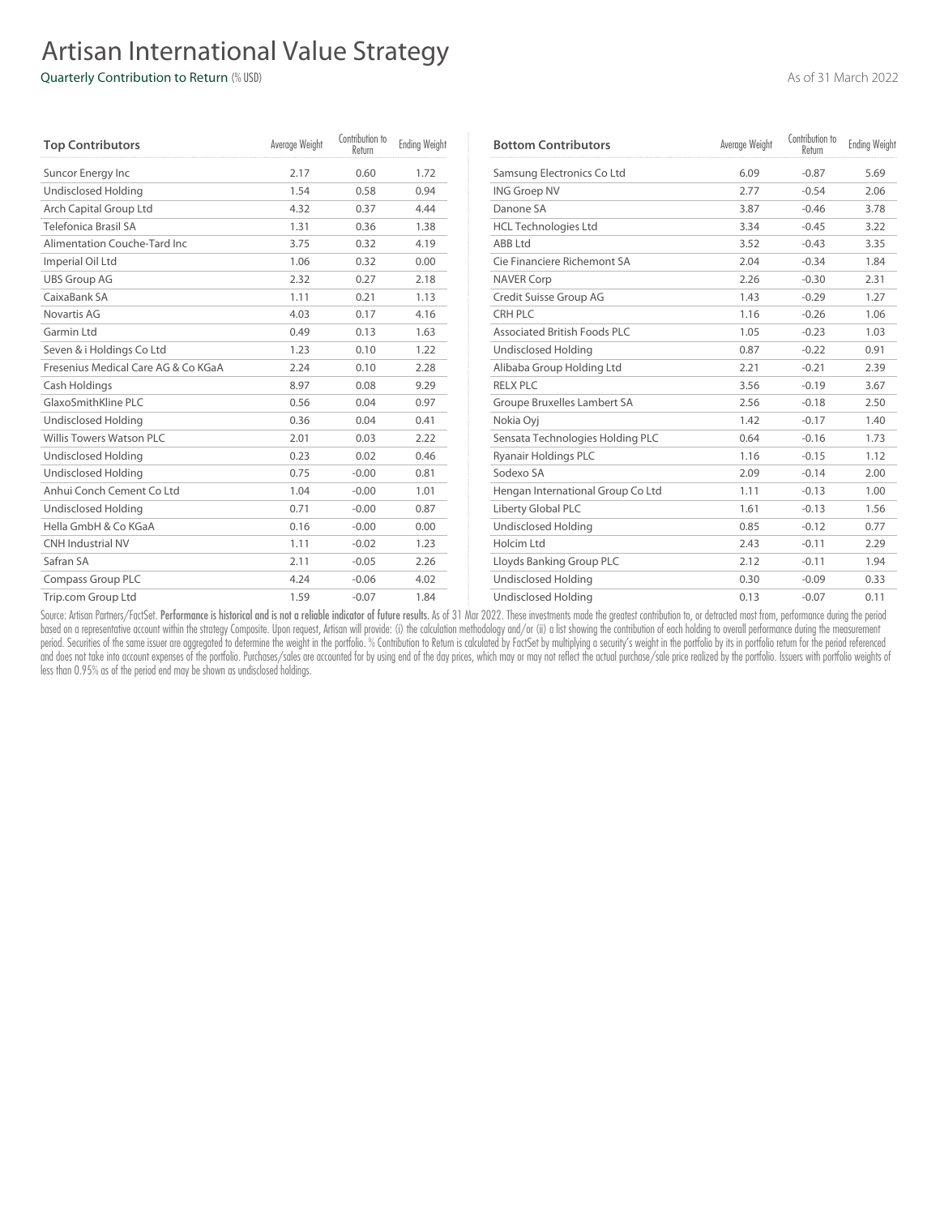# Artisan International Value Strategy

Quarterly Contribution to Return (% USD)

As of 31 March 2022

| Top Contributors | Average Weight | Contribution to Return | Ending Weight |
|---|---|---|---|
| Suncor Energy Inc | 2.17 | 0.60 | 1.72 |
| Undisclosed Holding | 1.54 | 0.58 | 0.94 |
| Arch Capital Group Ltd | 4.32 | 0.37 | 4.44 |
| Telefonica Brasil SA | 1.31 | 0.36 | 1.38 |
| Alimentation Couche-Tard Inc | 3.75 | 0.32 | 4.19 |
| Imperial Oil Ltd | 1.06 | 0.32 | 0.00 |
| UBS Group AG | 2.32 | 0.27 | 2.18 |
| CaixaBank SA | 1.11 | 0.21 | 1.13 |
| Novartis AG | 4.03 | 0.17 | 4.16 |
| Garmin Ltd | 0.49 | 0.13 | 1.63 |
| Seven & i Holdings Co Ltd | 1.23 | 0.10 | 1.22 |
| Fresenius Medical Care AG & Co KGaA | 2.24 | 0.10 | 2.28 |
| Cash Holdings | 8.97 | 0.08 | 9.29 |
| GlaxoSmithKline PLC | 0.56 | 0.04 | 0.97 |
| Undisclosed Holding | 0.36 | 0.04 | 0.41 |
| Willis Towers Watson PLC | 2.01 | 0.03 | 2.22 |
| Undisclosed Holding | 0.23 | 0.02 | 0.46 |
| Undisclosed Holding | 0.75 | -0.00 | 0.81 |
| Anhui Conch Cement Co Ltd | 1.04 | -0.00 | 1.01 |
| Undisclosed Holding | 0.71 | -0.00 | 0.87 |
| Hella GmbH & Co KGaA | 0.16 | -0.00 | 0.00 |
| CNH Industrial NV | 1.11 | -0.02 | 1.23 |
| Safran SA | 2.11 | -0.05 | 2.26 |
| Compass Group PLC | 4.24 | -0.06 | 4.02 |
| Trip.com Group Ltd | 1.59 | -0.07 | 1.84 |

| Bottom Contributors | Average Weight | Contribution to Return | Ending Weight |
|---|---|---|---|
| Samsung Electronics Co Ltd | 6.09 | -0.87 | 5.69 |
| ING Groep NV | 2.77 | -0.54 | 2.06 |
| Danone SA | 3.87 | -0.46 | 3.78 |
| HCL Technologies Ltd | 3.34 | -0.45 | 3.22 |
| ABB Ltd | 3.52 | -0.43 | 3.35 |
| Cie Financiere Richemont SA | 2.04 | -0.34 | 1.84 |
| NAVER Corp | 2.26 | -0.30 | 2.31 |
| Credit Suisse Group AG | 1.43 | -0.29 | 1.27 |
| CRH PLC | 1.16 | -0.26 | 1.06 |
| Associated British Foods PLC | 1.05 | -0.23 | 1.03 |
| Undisclosed Holding | 0.87 | -0.22 | 0.91 |
| Alibaba Group Holding Ltd | 2.21 | -0.21 | 2.39 |
| RELX PLC | 3.56 | -0.19 | 3.67 |
| Groupe Bruxelles Lambert SA | 2.56 | -0.18 | 2.50 |
| Nokia Oyj | 1.42 | -0.17 | 1.40 |
| Sensata Technologies Holding PLC | 0.64 | -0.16 | 1.73 |
| Ryanair Holdings PLC | 1.16 | -0.15 | 1.12 |
| Sodexo SA | 2.09 | -0.14 | 2.00 |
| Hengan International Group Co Ltd | 1.11 | -0.13 | 1.00 |
| Liberty Global PLC | 1.61 | -0.13 | 1.56 |
| Undisclosed Holding | 0.85 | -0.12 | 0.77 |
| Holcim Ltd | 2.43 | -0.11 | 2.29 |
| Lloyds Banking Group PLC | 2.12 | -0.11 | 1.94 |
| Undisclosed Holding | 0.30 | -0.09 | 0.33 |
| Undisclosed Holding | 0.13 | -0.07 | 0.11 |

Source: Artisan Partners/FactSet. **Performance is historical and is not a reliable indicator of future results.** As of 31 Mar 2022. These investments made the greatest contribution to, or detracted most from, performance during the period based on a representative account within the strategy Composite. Upon request, Artisan will provide: (i) the calculation methodology and/or (ii) a list showing the contribution of each holding to overall performance during the measurement period. Securities of the same issuer are aggregated to determine the weight in the portfolio. % Contribution to Return is calculated by FactSet by multiplying a security's weight in the portfolio by its in portfolio return for the period referenced and does not take into account expenses of the portfolio. Purchases/sales are accounted for by using end of the day prices, which may or may not reflect the actual purchase/sale price realized by the portfolio. Issuers with portfolio weights of less than 0.95% as of the period end may be shown as undisclosed holdings.